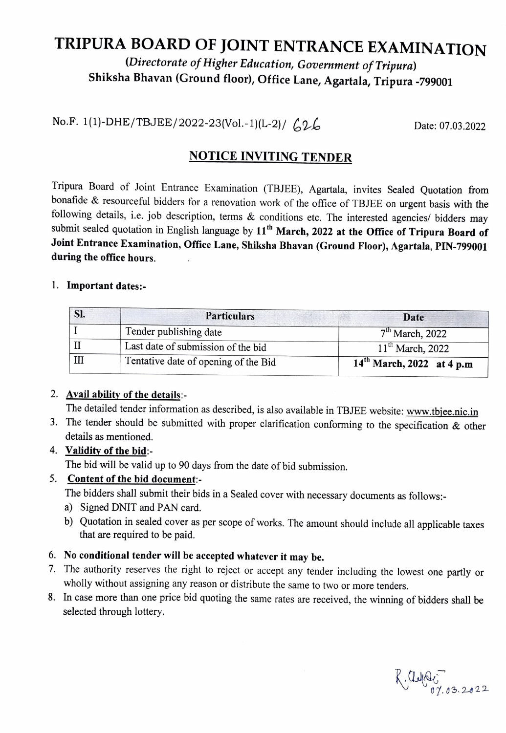# TRIPURA BOARD OF JOINT ENTRANCE EXAMINATION

*(Directorate of Higher Education, Government of Tripura)*

**Shiksha Bhavan (Ground floor), Office Lane, Agartala, Tripura -799001**

No.F. 1(1)-DHE/TBJEE/2022-23(Vol.-1)(L-2)/ 626 Date: 07.03.2022

## NOTICE INVITING TENDER

Tripura Board of Joint Entrance Examination (TBJEE), Agartala, invites Sealed Quotation from bonafide & resourceful bidders for a renovation work of the office of TBJEE on urgent basis with the following details, i.e. job description, terms & conditions etc. The interested agencies/ bidders may submit sealed quotation in English language by **11th March, 2022 at the Office of Tripura Board of Joint Entrance Examination, Office Lane, Shiksha Bhavan (Ground Floor), Agartala, PIN-799001 during the office hours.**

1. **Important dates:-**

| Sl. | Particulars | Date |
|---|---|---|
| I | Tender publishing date | 7th March, 2022 |
| II | Last date of submission of the bid | 11th March, 2022 |
| III | Tentative date of opening of the Bid | **14th March, 2022 at 4 p.m** |

2. **Avail ability of the details**:-
   The detailed tender information as described, is also available in TBJEE website: www.tbjee.nic.in
3. The tender should be submitted with proper clarification conforming to the specification & other details as mentioned.
4. **Validity of the bid**:-
   The bid will be valid up to 90 days from the date of bid submission.
5. **Content of the bid document**:-
   The bidders shall submit their bids in a Sealed cover with necessary documents as follows:-
   a) Signed DNIT and PAN card.
   b) Quotation in sealed cover as per scope of works. The amount should include all applicable taxes that are required to be paid.
6. **No conditional tender will be accepted whatever it may be.**
7. The authority reserves the right to reject or accept any tender including the lowest one partly or wholly without assigning any reason or distribute the same to two or more tenders.
8. In case more than one price bid quoting the same rates are received, the winning of bidders shall be selected through lottery.

R. Chakraborty
07.03.2022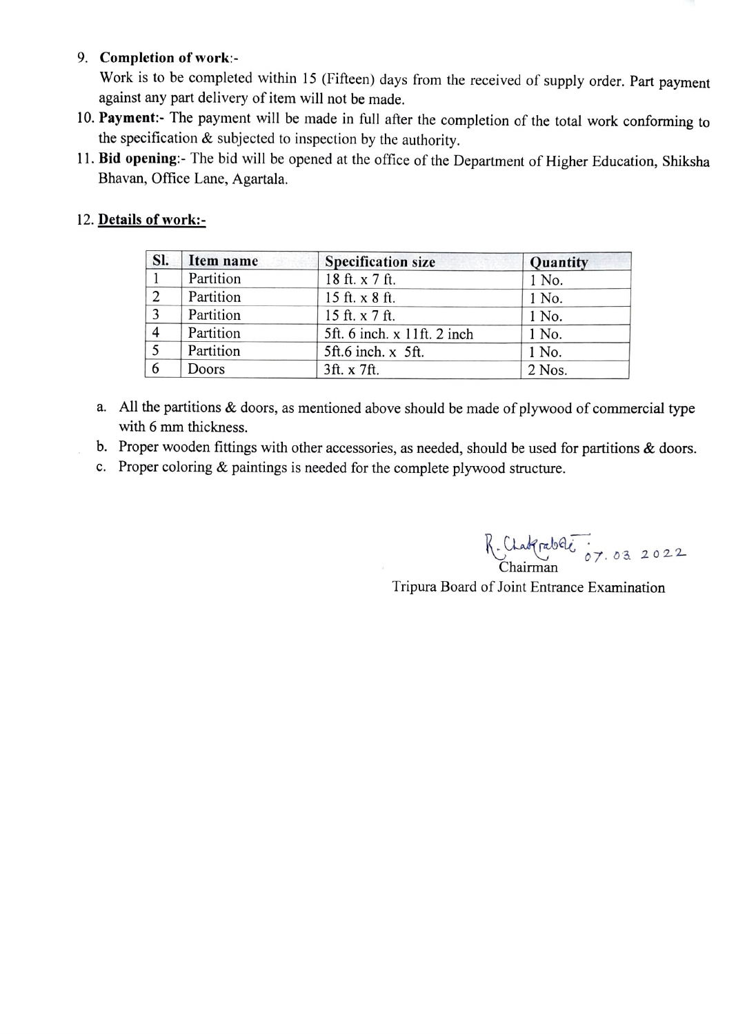9. **Completion of work**:-
   Work is to be completed within 15 (Fifteen) days from the received of supply order. Part payment against any part delivery of item will not be made.
10. **Payment**:- The payment will be made in full after the completion of the total work conforming to the specification & subjected to inspection by the authority.
11. **Bid opening**:- The bid will be opened at the office of the Department of Higher Education, Shiksha Bhavan, Office Lane, Agartala.

12. **Details of work:-**

| Sl. | Item name | Specification size | Quantity |
|---|---|---|---|
| 1 | Partition | 18 ft. x 7 ft. | 1 No. |
| 2 | Partition | 15 ft. x 8 ft. | 1 No. |
| 3 | Partition | 15 ft. x 7 ft. | 1 No. |
| 4 | Partition | 5ft. 6 inch. x 11ft. 2 inch | 1 No. |
| 5 | Partition | 5ft.6 inch. x 5ft. | 1 No. |
| 6 | Doors | 3ft. x 7ft. | 2 Nos. |

a. All the partitions & doors, as mentioned above should be made of plywood of commercial type with 6 mm thickness.

b. Proper wooden fittings with other accessories, as needed, should be used for partitions & doors.

c. Proper coloring & paintings is needed for the complete plywood structure.

R. Chakrabarti 07.03.2022

Chairman

Tripura Board of Joint Entrance Examination